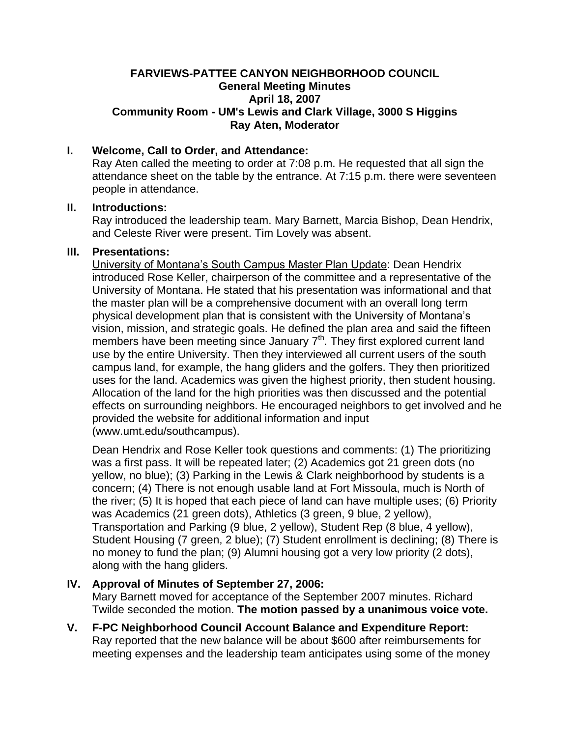# FARVIEWS-PATTEE CANYON NEIGHBORHOOD COUNCIL
## General Meeting Minutes
## April 18, 2007
## Community Room - UM's Lewis and Clark Village, 3000 S Higgins
## Ray Aten, Moderator

**I. Welcome, Call to Order, and Attendance:**

Ray Aten called the meeting to order at 7:08 p.m. He requested that all sign the attendance sheet on the table by the entrance. At 7:15 p.m. there were seventeen people in attendance.

**II. Introductions:**

Ray introduced the leadership team. Mary Barnett, Marcia Bishop, Dean Hendrix, and Celeste River were present. Tim Lovely was absent.

**III. Presentations:**

University of Montana's South Campus Master Plan Update: Dean Hendrix introduced Rose Keller, chairperson of the committee and a representative of the University of Montana. He stated that his presentation was informational and that the master plan will be a comprehensive document with an overall long term physical development plan that is consistent with the University of Montana's vision, mission, and strategic goals. He defined the plan area and said the fifteen members have been meeting since January 7th. They first explored current land use by the entire University. Then they interviewed all current users of the south campus land, for example, the hang gliders and the golfers. They then prioritized uses for the land. Academics was given the highest priority, then student housing. Allocation of the land for the high priorities was then discussed and the potential effects on surrounding neighbors. He encouraged neighbors to get involved and he provided the website for additional information and input (www.umt.edu/southcampus).

Dean Hendrix and Rose Keller took questions and comments: (1) The prioritizing was a first pass. It will be repeated later; (2) Academics got 21 green dots (no yellow, no blue); (3) Parking in the Lewis & Clark neighborhood by students is a concern; (4) There is not enough usable land at Fort Missoula, much is North of the river; (5) It is hoped that each piece of land can have multiple uses; (6) Priority was Academics (21 green dots), Athletics (3 green, 9 blue, 2 yellow), Transportation and Parking (9 blue, 2 yellow), Student Rep (8 blue, 4 yellow), Student Housing (7 green, 2 blue); (7) Student enrollment is declining; (8) There is no money to fund the plan; (9) Alumni housing got a very low priority (2 dots), along with the hang gliders.

**IV. Approval of Minutes of September 27, 2006:**

Mary Barnett moved for acceptance of the September 2007 minutes. Richard Twilde seconded the motion. **The motion passed by a unanimous voice vote.**

**V. F-PC Neighborhood Council Account Balance and Expenditure Report:**

Ray reported that the new balance will be about $600 after reimbursements for meeting expenses and the leadership team anticipates using some of the money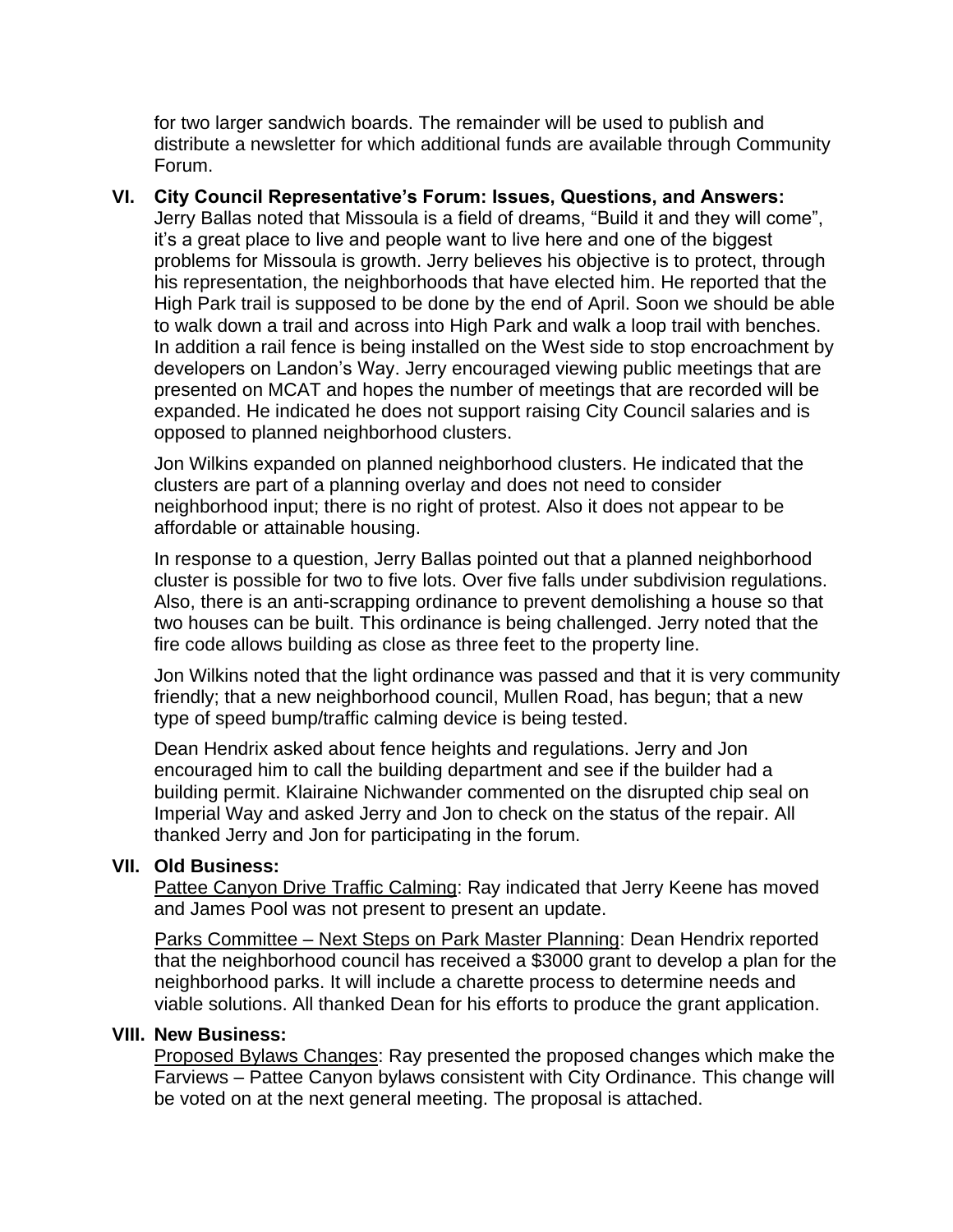for two larger sandwich boards. The remainder will be used to publish and distribute a newsletter for which additional funds are available through Community Forum.

## VI. City Council Representative's Forum: Issues, Questions, and Answers:

Jerry Ballas noted that Missoula is a field of dreams, "Build it and they will come", it's a great place to live and people want to live here and one of the biggest problems for Missoula is growth. Jerry believes his objective is to protect, through his representation, the neighborhoods that have elected him. He reported that the High Park trail is supposed to be done by the end of April. Soon we should be able to walk down a trail and across into High Park and walk a loop trail with benches. In addition a rail fence is being installed on the West side to stop encroachment by developers on Landon's Way. Jerry encouraged viewing public meetings that are presented on MCAT and hopes the number of meetings that are recorded will be expanded. He indicated he does not support raising City Council salaries and is opposed to planned neighborhood clusters.

Jon Wilkins expanded on planned neighborhood clusters. He indicated that the clusters are part of a planning overlay and does not need to consider neighborhood input; there is no right of protest. Also it does not appear to be affordable or attainable housing.

In response to a question, Jerry Ballas pointed out that a planned neighborhood cluster is possible for two to five lots. Over five falls under subdivision regulations. Also, there is an anti-scrapping ordinance to prevent demolishing a house so that two houses can be built. This ordinance is being challenged. Jerry noted that the fire code allows building as close as three feet to the property line.

Jon Wilkins noted that the light ordinance was passed and that it is very community friendly; that a new neighborhood council, Mullen Road, has begun; that a new type of speed bump/traffic calming device is being tested.

Dean Hendrix asked about fence heights and regulations. Jerry and Jon encouraged him to call the building department and see if the builder had a building permit. Klairaine Nichwander commented on the disrupted chip seal on Imperial Way and asked Jerry and Jon to check on the status of the repair. All thanked Jerry and Jon for participating in the forum.

## VII. Old Business:

Pattee Canyon Drive Traffic Calming: Ray indicated that Jerry Keene has moved and James Pool was not present to present an update.

Parks Committee – Next Steps on Park Master Planning: Dean Hendrix reported that the neighborhood council has received a $3000 grant to develop a plan for the neighborhood parks. It will include a charette process to determine needs and viable solutions. All thanked Dean for his efforts to produce the grant application.

## VIII. New Business:

Proposed Bylaws Changes: Ray presented the proposed changes which make the Farviews – Pattee Canyon bylaws consistent with City Ordinance. This change will be voted on at the next general meeting. The proposal is attached.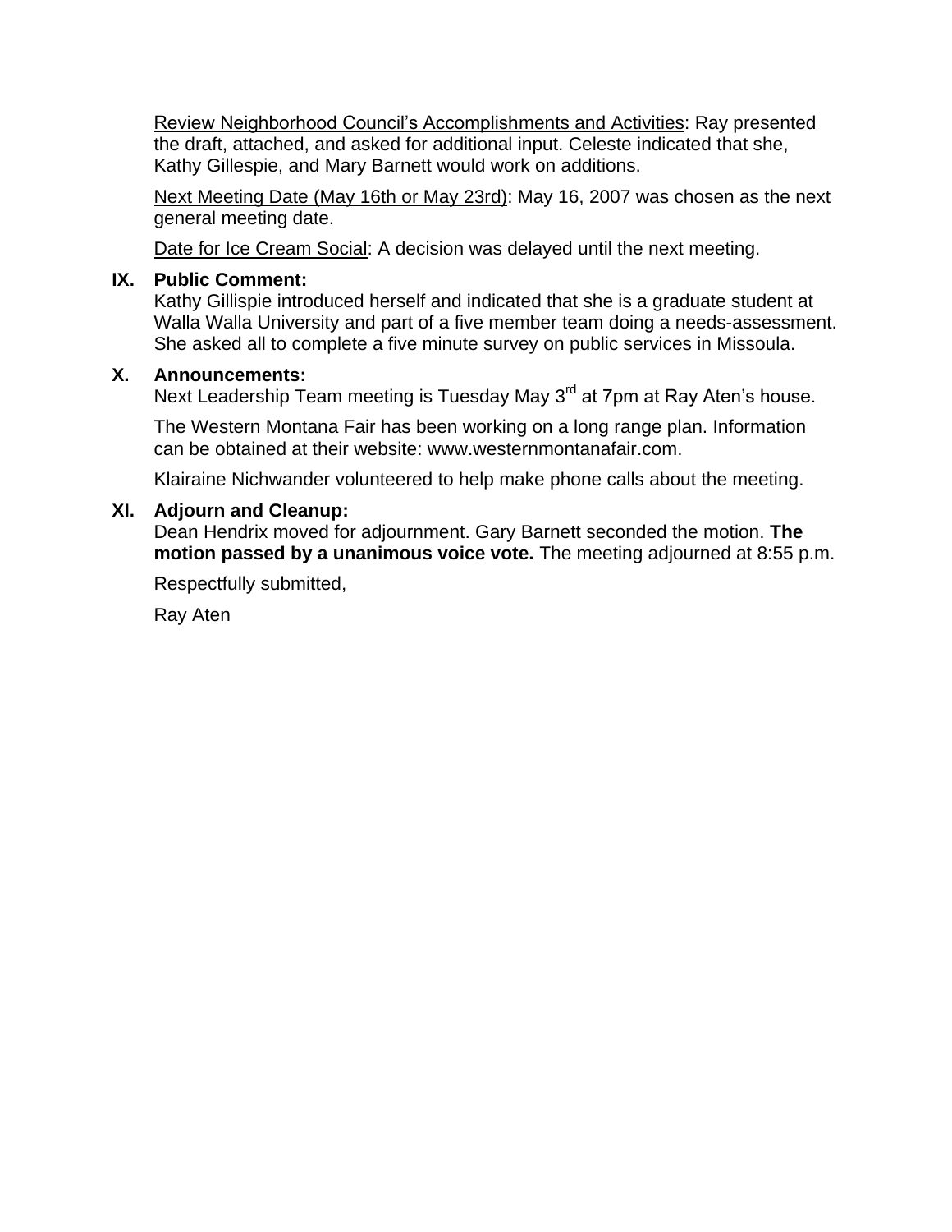Review Neighborhood Council's Accomplishments and Activities: Ray presented the draft, attached, and asked for additional input. Celeste indicated that she, Kathy Gillespie, and Mary Barnett would work on additions.

Next Meeting Date (May 16th or May 23rd): May 16, 2007 was chosen as the next general meeting date.

Date for Ice Cream Social: A decision was delayed until the next meeting.

**IX. Public Comment:**
Kathy Gillispie introduced herself and indicated that she is a graduate student at Walla Walla University and part of a five member team doing a needs-assessment. She asked all to complete a five minute survey on public services in Missoula.

**X. Announcements:**
Next Leadership Team meeting is Tuesday May 3rd at 7pm at Ray Aten's house.

The Western Montana Fair has been working on a long range plan. Information can be obtained at their website: www.westernmontanafair.com.

Klairaine Nichwander volunteered to help make phone calls about the meeting.

**XI. Adjourn and Cleanup:**
Dean Hendrix moved for adjournment. Gary Barnett seconded the motion. **The motion passed by a unanimous voice vote.** The meeting adjourned at 8:55 p.m.

Respectfully submitted,

Ray Aten